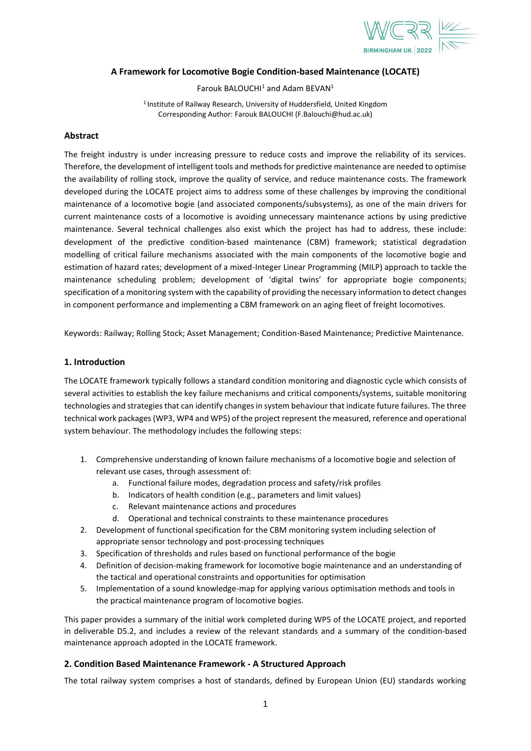# A Framework for Locomotive Bogie Condition-based Maintenance (LOCATE)

Farouk BALOUCHI[1] and Adam BEVAN[1]

[1] Institute of Railway Research, University of Huddersfield, United Kingdom
Corresponding Author: Farouk BALOUCHI (F.Balouchi@hud.ac.uk)

## Abstract

The freight industry is under increasing pressure to reduce costs and improve the reliability of its services. Therefore, the development of intelligent tools and methods for predictive maintenance are needed to optimise the availability of rolling stock, improve the quality of service, and reduce maintenance costs. The framework developed during the LOCATE project aims to address some of these challenges by improving the conditional maintenance of a locomotive bogie (and associated components/subsystems), as one of the main drivers for current maintenance costs of a locomotive is avoiding unnecessary maintenance actions by using predictive maintenance. Several technical challenges also exist which the project has had to address, these include: development of the predictive condition-based maintenance (CBM) framework; statistical degradation modelling of critical failure mechanisms associated with the main components of the locomotive bogie and estimation of hazard rates; development of a mixed-Integer Linear Programming (MILP) approach to tackle the maintenance scheduling problem; development of 'digital twins' for appropriate bogie components; specification of a monitoring system with the capability of providing the necessary information to detect changes in component performance and implementing a CBM framework on an aging fleet of freight locomotives.

Keywords: Railway; Rolling Stock; Asset Management; Condition-Based Maintenance; Predictive Maintenance.

## 1. Introduction

The LOCATE framework typically follows a standard condition monitoring and diagnostic cycle which consists of several activities to establish the key failure mechanisms and critical components/systems, suitable monitoring technologies and strategies that can identify changes in system behaviour that indicate future failures. The three technical work packages (WP3, WP4 and WP5) of the project represent the measured, reference and operational system behaviour. The methodology includes the following steps:

1. Comprehensive understanding of known failure mechanisms of a locomotive bogie and selection of relevant use cases, through assessment of:
    a. Functional failure modes, degradation process and safety/risk profiles
    b. Indicators of health condition (e.g., parameters and limit values)
    c. Relevant maintenance actions and procedures
    d. Operational and technical constraints to these maintenance procedures
2. Development of functional specification for the CBM monitoring system including selection of appropriate sensor technology and post-processing techniques
3. Specification of thresholds and rules based on functional performance of the bogie
4. Definition of decision-making framework for locomotive bogie maintenance and an understanding of the tactical and operational constraints and opportunities for optimisation
5. Implementation of a sound knowledge-map for applying various optimisation methods and tools in the practical maintenance program of locomotive bogies.

This paper provides a summary of the initial work completed during WP5 of the LOCATE project, and reported in deliverable D5.2, and includes a review of the relevant standards and a summary of the condition-based maintenance approach adopted in the LOCATE framework.

## 2. Condition Based Maintenance Framework - A Structured Approach

The total railway system comprises a host of standards, defined by European Union (EU) standards working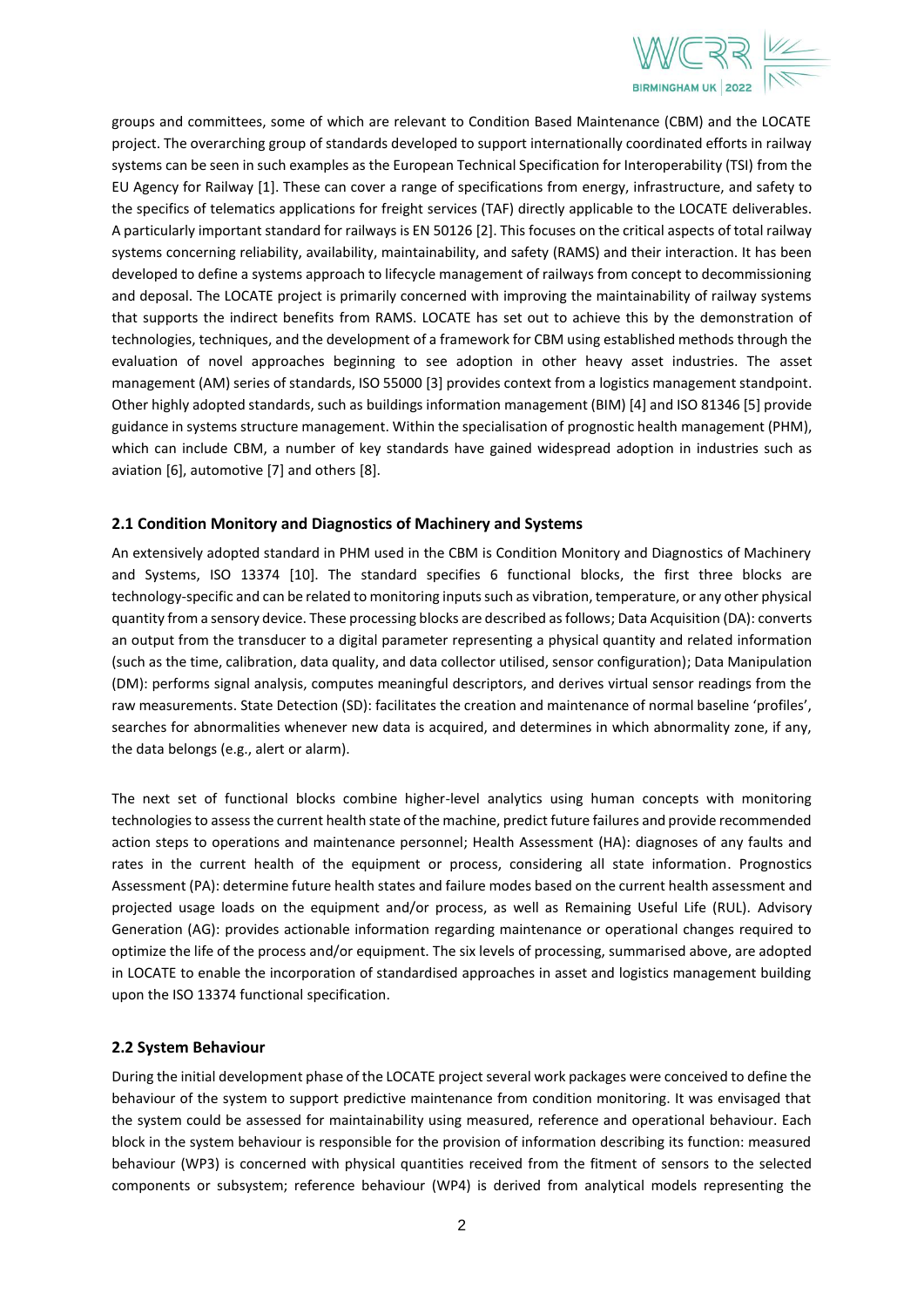groups and committees, some of which are relevant to Condition Based Maintenance (CBM) and the LOCATE project. The overarching group of standards developed to support internationally coordinated efforts in railway systems can be seen in such examples as the European Technical Specification for Interoperability (TSI) from the EU Agency for Railway [1]. These can cover a range of specifications from energy, infrastructure, and safety to the specifics of telematics applications for freight services (TAF) directly applicable to the LOCATE deliverables. A particularly important standard for railways is EN 50126 [2]. This focuses on the critical aspects of total railway systems concerning reliability, availability, maintainability, and safety (RAMS) and their interaction. It has been developed to define a systems approach to lifecycle management of railways from concept to decommissioning and deposal. The LOCATE project is primarily concerned with improving the maintainability of railway systems that supports the indirect benefits from RAMS. LOCATE has set out to achieve this by the demonstration of technologies, techniques, and the development of a framework for CBM using established methods through the evaluation of novel approaches beginning to see adoption in other heavy asset industries. The asset management (AM) series of standards, ISO 55000 [3] provides context from a logistics management standpoint. Other highly adopted standards, such as buildings information management (BIM) [4] and ISO 81346 [5] provide guidance in systems structure management. Within the specialisation of prognostic health management (PHM), which can include CBM, a number of key standards have gained widespread adoption in industries such as aviation [6], automotive [7] and others [8].

### 2.1 Condition Monitory and Diagnostics of Machinery and Systems

An extensively adopted standard in PHM used in the CBM is Condition Monitory and Diagnostics of Machinery and Systems, ISO 13374 [10]. The standard specifies 6 functional blocks, the first three blocks are technology-specific and can be related to monitoring inputs such as vibration, temperature, or any other physical quantity from a sensory device. These processing blocks are described as follows; Data Acquisition (DA): converts an output from the transducer to a digital parameter representing a physical quantity and related information (such as the time, calibration, data quality, and data collector utilised, sensor configuration); Data Manipulation (DM): performs signal analysis, computes meaningful descriptors, and derives virtual sensor readings from the raw measurements. State Detection (SD): facilitates the creation and maintenance of normal baseline 'profiles', searches for abnormalities whenever new data is acquired, and determines in which abnormality zone, if any, the data belongs (e.g., alert or alarm).

The next set of functional blocks combine higher-level analytics using human concepts with monitoring technologies to assess the current health state of the machine, predict future failures and provide recommended action steps to operations and maintenance personnel; Health Assessment (HA): diagnoses of any faults and rates in the current health of the equipment or process, considering all state information. Prognostics Assessment (PA): determine future health states and failure modes based on the current health assessment and projected usage loads on the equipment and/or process, as well as Remaining Useful Life (RUL). Advisory Generation (AG): provides actionable information regarding maintenance or operational changes required to optimize the life of the process and/or equipment. The six levels of processing, summarised above, are adopted in LOCATE to enable the incorporation of standardised approaches in asset and logistics management building upon the ISO 13374 functional specification.

### 2.2 System Behaviour

During the initial development phase of the LOCATE project several work packages were conceived to define the behaviour of the system to support predictive maintenance from condition monitoring. It was envisaged that the system could be assessed for maintainability using measured, reference and operational behaviour. Each block in the system behaviour is responsible for the provision of information describing its function: measured behaviour (WP3) is concerned with physical quantities received from the fitment of sensors to the selected components or subsystem; reference behaviour (WP4) is derived from analytical models representing the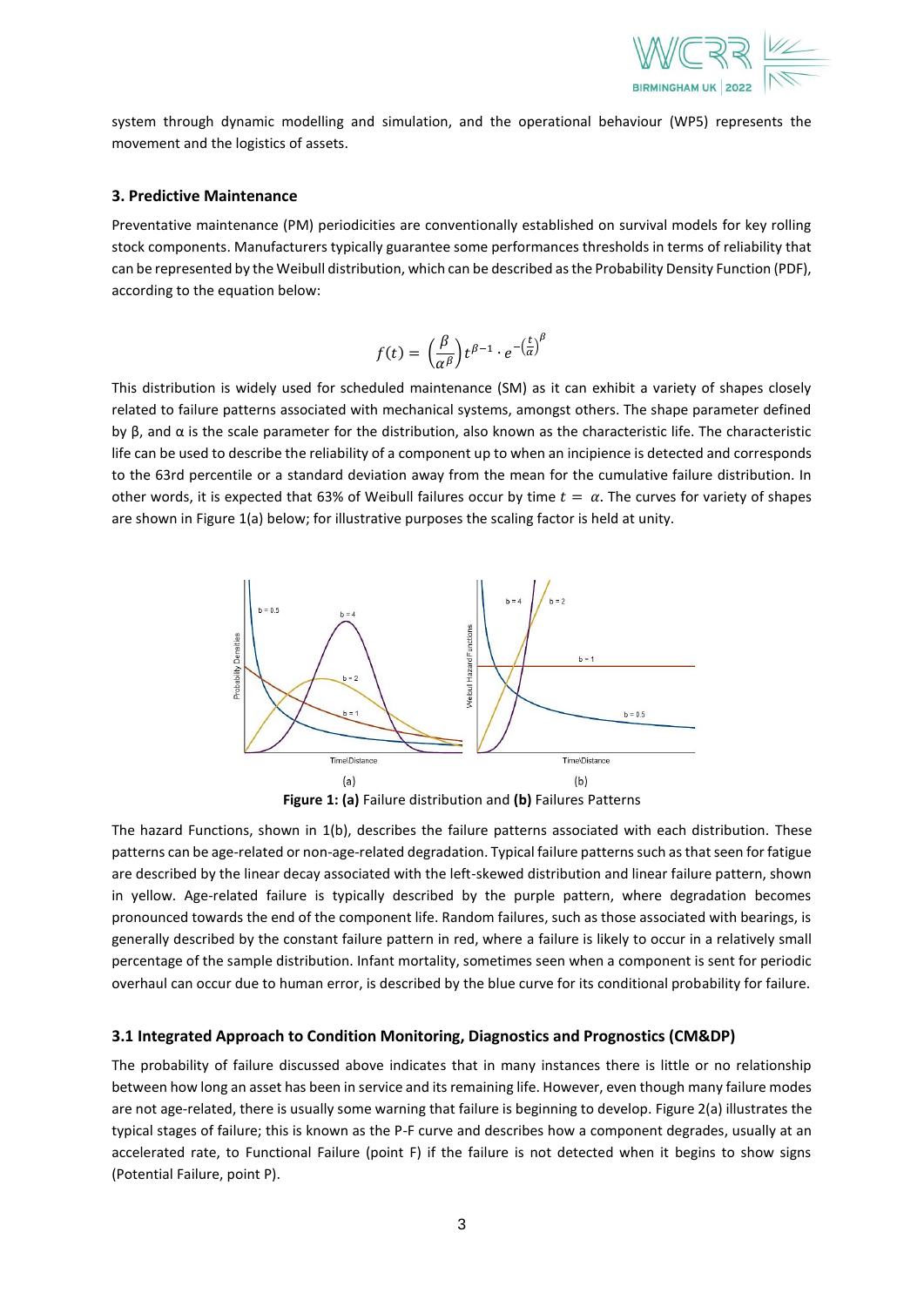system through dynamic modelling and simulation, and the operational behaviour (WP5) represents the movement and the logistics of assets.

## 3. Predictive Maintenance

Preventative maintenance (PM) periodicities are conventionally established on survival models for key rolling stock components. Manufacturers typically guarantee some performances thresholds in terms of reliability that can be represented by the Weibull distribution, which can be described as the Probability Density Function (PDF), according to the equation below:

$$f(t) = \left(\frac{\beta}{\alpha^{\beta}}\right) t^{\beta-1} \cdot e^{-\left(\frac{t}{\alpha}\right)^{\beta}}$$

This distribution is widely used for scheduled maintenance (SM) as it can exhibit a variety of shapes closely related to failure patterns associated with mechanical systems, amongst others. The shape parameter defined by β, and α is the scale parameter for the distribution, also known as the characteristic life. The characteristic life can be used to describe the reliability of a component up to when an incipience is detected and corresponds to the 63rd percentile or a standard deviation away from the mean for the cumulative failure distribution. In other words, it is expected that 63% of Weibull failures occur by time $t = \alpha$. The curves for variety of shapes are shown in Figure 1(a) below; for illustrative purposes the scaling factor is held at unity.

**Figure 1: (a)** Failure distribution and **(b)** Failures Patterns

The hazard Functions, shown in 1(b), describes the failure patterns associated with each distribution. These patterns can be age-related or non-age-related degradation. Typical failure patterns such as that seen for fatigue are described by the linear decay associated with the left-skewed distribution and linear failure pattern, shown in yellow. Age-related failure is typically described by the purple pattern, where degradation becomes pronounced towards the end of the component life. Random failures, such as those associated with bearings, is generally described by the constant failure pattern in red, where a failure is likely to occur in a relatively small percentage of the sample distribution. Infant mortality, sometimes seen when a component is sent for periodic overhaul can occur due to human error, is described by the blue curve for its conditional probability for failure.

### 3.1 Integrated Approach to Condition Monitoring, Diagnostics and Prognostics (CM&DP)

The probability of failure discussed above indicates that in many instances there is little or no relationship between how long an asset has been in service and its remaining life. However, even though many failure modes are not age-related, there is usually some warning that failure is beginning to develop. Figure 2(a) illustrates the typical stages of failure; this is known as the P-F curve and describes how a component degrades, usually at an accelerated rate, to Functional Failure (point F) if the failure is not detected when it begins to show signs (Potential Failure, point P).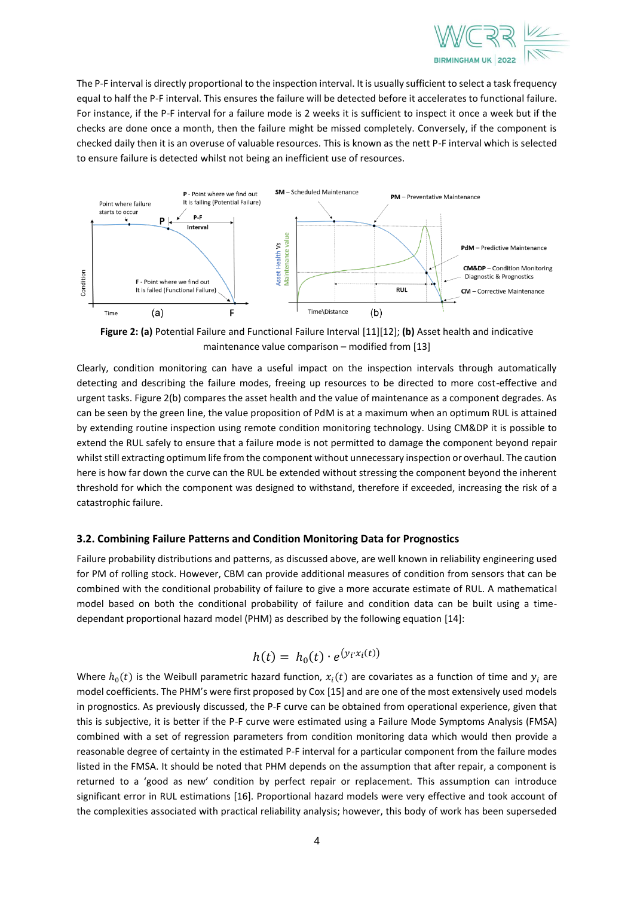The P-F interval is directly proportional to the inspection interval. It is usually sufficient to select a task frequency equal to half the P-F interval. This ensures the failure will be detected before it accelerates to functional failure. For instance, if the P-F interval for a failure mode is 2 weeks it is sufficient to inspect it once a week but if the checks are done once a month, then the failure might be missed completely. Conversely, if the component is checked daily then it is an overuse of valuable resources. This is known as the nett P-F interval which is selected to ensure failure is detected whilst not being an inefficient use of resources.

**Figure 2: (a)** Potential Failure and Functional Failure Interval [11][12]; **(b)** Asset health and indicative maintenance value comparison – modified from [13]

Clearly, condition monitoring can have a useful impact on the inspection intervals through automatically detecting and describing the failure modes, freeing up resources to be directed to more cost-effective and urgent tasks. Figure 2(b) compares the asset health and the value of maintenance as a component degrades. As can be seen by the green line, the value proposition of PdM is at a maximum when an optimum RUL is attained by extending routine inspection using remote condition monitoring technology. Using CM&DP it is possible to extend the RUL safely to ensure that a failure mode is not permitted to damage the component beyond repair whilst still extracting optimum life from the component without unnecessary inspection or overhaul. The caution here is how far down the curve can the RUL be extended without stressing the component beyond the inherent threshold for which the component was designed to withstand, therefore if exceeded, increasing the risk of a catastrophic failure.

### 3.2. Combining Failure Patterns and Condition Monitoring Data for Prognostics

Failure probability distributions and patterns, as discussed above, are well known in reliability engineering used for PM of rolling stock. However, CBM can provide additional measures of condition from sensors that can be combined with the conditional probability of failure to give a more accurate estimate of RUL. A mathematical model based on both the conditional probability of failure and condition data can be built using a time-dependant proportional hazard model (PHM) as described by the following equation [14]:

$$h(t) = h_0(t) \cdot e^{(y_i \cdot x_i(t))}$$

Where $h_0(t)$ is the Weibull parametric hazard function, $x_i(t)$ are covariates as a function of time and $y_i$ are model coefficients. The PHM's were first proposed by Cox [15] and are one of the most extensively used models in prognostics. As previously discussed, the P-F curve can be obtained from operational experience, given that this is subjective, it is better if the P-F curve were estimated using a Failure Mode Symptoms Analysis (FMSA) combined with a set of regression parameters from condition monitoring data which would then provide a reasonable degree of certainty in the estimated P-F interval for a particular component from the failure modes listed in the FMSA. It should be noted that PHM depends on the assumption that after repair, a component is returned to a 'good as new' condition by perfect repair or replacement. This assumption can introduce significant error in RUL estimations [16]. Proportional hazard models were very effective and took account of the complexities associated with practical reliability analysis; however, this body of work has been superseded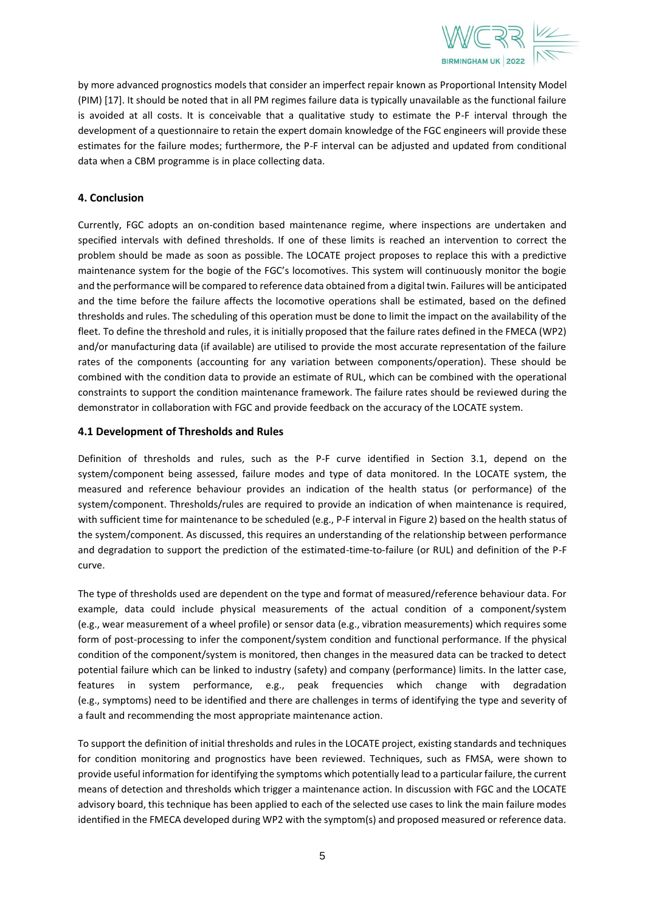by more advanced prognostics models that consider an imperfect repair known as Proportional Intensity Model (PIM) [17]. It should be noted that in all PM regimes failure data is typically unavailable as the functional failure is avoided at all costs. It is conceivable that a qualitative study to estimate the P-F interval through the development of a questionnaire to retain the expert domain knowledge of the FGC engineers will provide these estimates for the failure modes; furthermore, the P-F interval can be adjusted and updated from conditional data when a CBM programme is in place collecting data.

## 4. Conclusion

Currently, FGC adopts an on-condition based maintenance regime, where inspections are undertaken and specified intervals with defined thresholds. If one of these limits is reached an intervention to correct the problem should be made as soon as possible. The LOCATE project proposes to replace this with a predictive maintenance system for the bogie of the FGC's locomotives. This system will continuously monitor the bogie and the performance will be compared to reference data obtained from a digital twin. Failures will be anticipated and the time before the failure affects the locomotive operations shall be estimated, based on the defined thresholds and rules. The scheduling of this operation must be done to limit the impact on the availability of the fleet. To define the threshold and rules, it is initially proposed that the failure rates defined in the FMECA (WP2) and/or manufacturing data (if available) are utilised to provide the most accurate representation of the failure rates of the components (accounting for any variation between components/operation). These should be combined with the condition data to provide an estimate of RUL, which can be combined with the operational constraints to support the condition maintenance framework. The failure rates should be reviewed during the demonstrator in collaboration with FGC and provide feedback on the accuracy of the LOCATE system.

### 4.1 Development of Thresholds and Rules

Definition of thresholds and rules, such as the P-F curve identified in Section 3.1, depend on the system/component being assessed, failure modes and type of data monitored. In the LOCATE system, the measured and reference behaviour provides an indication of the health status (or performance) of the system/component. Thresholds/rules are required to provide an indication of when maintenance is required, with sufficient time for maintenance to be scheduled (e.g., P-F interval in Figure 2) based on the health status of the system/component. As discussed, this requires an understanding of the relationship between performance and degradation to support the prediction of the estimated-time-to-failure (or RUL) and definition of the P-F curve.

The type of thresholds used are dependent on the type and format of measured/reference behaviour data. For example, data could include physical measurements of the actual condition of a component/system (e.g., wear measurement of a wheel profile) or sensor data (e.g., vibration measurements) which requires some form of post-processing to infer the component/system condition and functional performance. If the physical condition of the component/system is monitored, then changes in the measured data can be tracked to detect potential failure which can be linked to industry (safety) and company (performance) limits. In the latter case, features in system performance, e.g., peak frequencies which change with degradation (e.g., symptoms) need to be identified and there are challenges in terms of identifying the type and severity of a fault and recommending the most appropriate maintenance action.

To support the definition of initial thresholds and rules in the LOCATE project, existing standards and techniques for condition monitoring and prognostics have been reviewed. Techniques, such as FMSA, were shown to provide useful information for identifying the symptoms which potentially lead to a particular failure, the current means of detection and thresholds which trigger a maintenance action. In discussion with FGC and the LOCATE advisory board, this technique has been applied to each of the selected use cases to link the main failure modes identified in the FMECA developed during WP2 with the symptom(s) and proposed measured or reference data.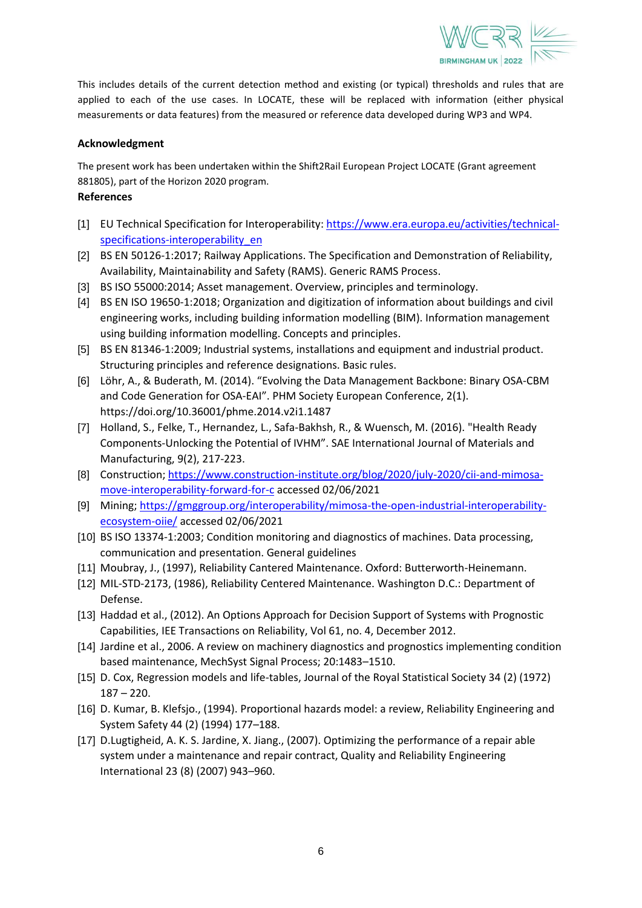This includes details of the current detection method and existing (or typical) thresholds and rules that are applied to each of the use cases. In LOCATE, these will be replaced with information (either physical measurements or data features) from the measured or reference data developed during WP3 and WP4.

## Acknowledgment

The present work has been undertaken within the Shift2Rail European Project LOCATE (Grant agreement 881805), part of the Horizon 2020 program.

## References

[1] EU Technical Specification for Interoperability: https://www.era.europa.eu/activities/technical-specifications-interoperability_en

[2] BS EN 50126-1:2017; Railway Applications. The Specification and Demonstration of Reliability, Availability, Maintainability and Safety (RAMS). Generic RAMS Process.

[3] BS ISO 55000:2014; Asset management. Overview, principles and terminology.

[4] BS EN ISO 19650-1:2018; Organization and digitization of information about buildings and civil engineering works, including building information modelling (BIM). Information management using building information modelling. Concepts and principles.

[5] BS EN 81346-1:2009; Industrial systems, installations and equipment and industrial product. Structuring principles and reference designations. Basic rules.

[6] Löhr, A., & Buderath, M. (2014). "Evolving the Data Management Backbone: Binary OSA-CBM and Code Generation for OSA-EAI". PHM Society European Conference, 2(1). https://doi.org/10.36001/phme.2014.v2i1.1487

[7] Holland, S., Felke, T., Hernandez, L., Safa-Bakhsh, R., & Wuensch, M. (2016). "Health Ready Components-Unlocking the Potential of IVHM". SAE International Journal of Materials and Manufacturing, 9(2), 217-223.

[8] Construction; https://www.construction-institute.org/blog/2020/july-2020/cii-and-mimosa-move-interoperability-forward-for-c accessed 02/06/2021

[9] Mining; https://gmggroup.org/interoperability/mimosa-the-open-industrial-interoperability-ecosystem-oiie/ accessed 02/06/2021

[10] BS ISO 13374-1:2003; Condition monitoring and diagnostics of machines. Data processing, communication and presentation. General guidelines

[11] Moubray, J., (1997), Reliability Cantered Maintenance. Oxford: Butterworth-Heinemann.

[12] MIL-STD-2173, (1986), Reliability Centered Maintenance. Washington D.C.: Department of Defense.

[13] Haddad et al., (2012). An Options Approach for Decision Support of Systems with Prognostic Capabilities, IEE Transactions on Reliability, Vol 61, no. 4, December 2012.

[14] Jardine et al., 2006. A review on machinery diagnostics and prognostics implementing condition based maintenance, MechSyst Signal Process; 20:1483–1510.

[15] D. Cox, Regression models and life-tables, Journal of the Royal Statistical Society 34 (2) (1972) 187 – 220.

[16] D. Kumar, B. Klefsjo., (1994). Proportional hazards model: a review, Reliability Engineering and System Safety 44 (2) (1994) 177–188.

[17] D.Lugtigheid, A. K. S. Jardine, X. Jiang., (2007). Optimizing the performance of a repair able system under a maintenance and repair contract, Quality and Reliability Engineering International 23 (8) (2007) 943–960.